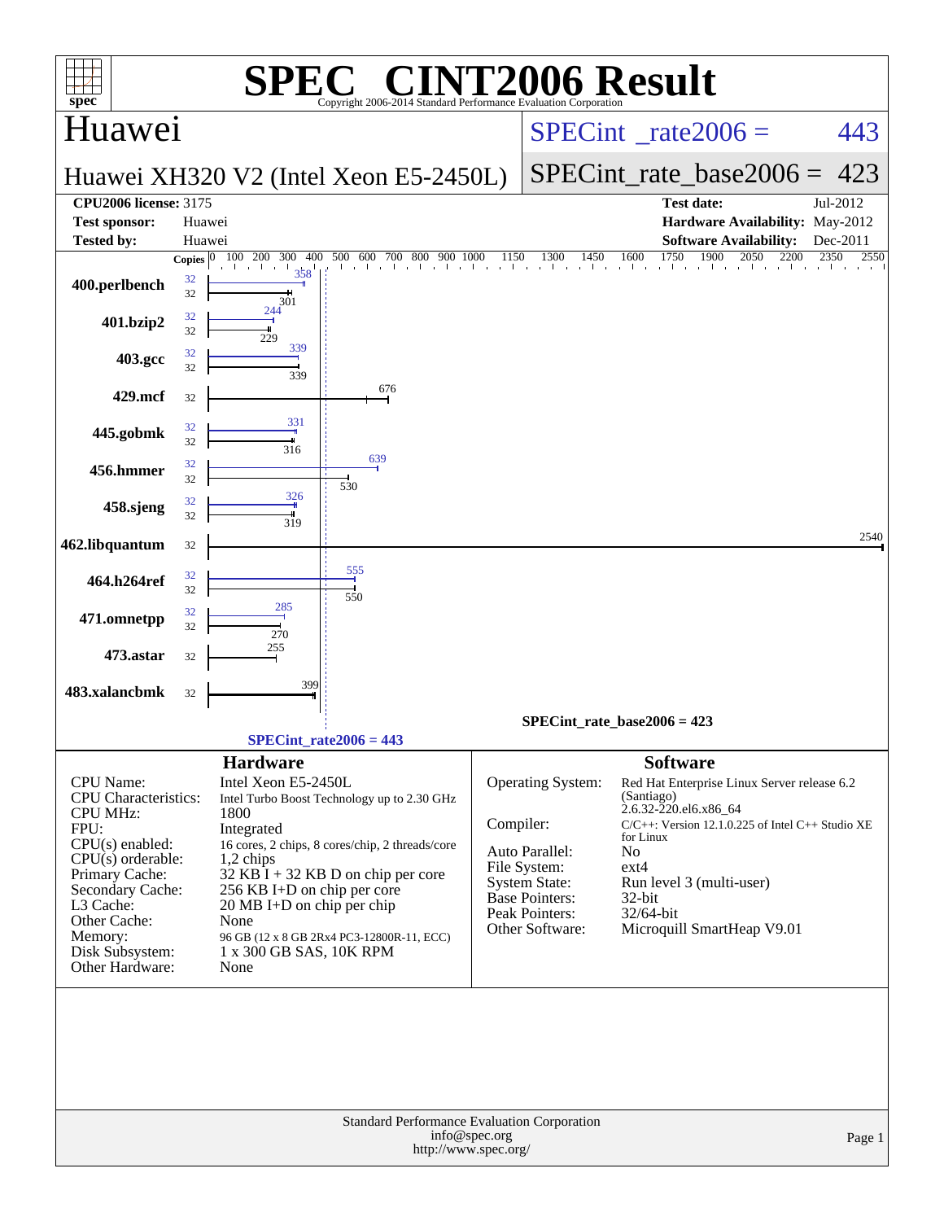# SPEC CINT2006 Result

Copyright 2006-2014 Standard Performance Evaluation Corporation

## Huawei

**Huawei XH320 V2 (Intel Xeon E5-2450L)**

SPECint_rate2006 = 443

SPECint_rate_base2006 = 423

| | | | |
|---|---|---|---|
| **CPU2006 license:** 3175 | | **Test date:** | Jul-2012 |
| **Test sponsor:** | Huawei | **Hardware Availability:** | May-2012 |
| **Tested by:** | Huawei | **Software Availability:** | Dec-2011 |

| Benchmark | Copies | Peak | Base |
|---|---|---|---|
| 400.perlbench | 32 | 358 | 301 |
| 401.bzip2 | 32 | 244 | 229 |
| 403.gcc | 32 | 339 | 339 |
| 429.mcf | 32 | | 676 |
| 445.gobmk | 32 | 331 | 316 |
| 456.hmmer | 32 | 639 | 530 |
| 458.sjeng | 32 | 326 | 319 |
| 462.libquantum | 32 | | 2540 |
| 464.h264ref | 32 | 555 | 550 |
| 471.omnetpp | 32 | 285 | 270 |
| 473.astar | 32 | | 255 |
| 483.xalancbmk | 32 | | 399 |

SPECint_rate_base2006 = 423

SPECint_rate2006 = 443

### Hardware

| | |
|---|---|
| CPU Name: | Intel Xeon E5-2450L |
| CPU Characteristics: | Intel Turbo Boost Technology up to 2.30 GHz |
| CPU MHz: | 1800 |
| FPU: | Integrated |
| CPU(s) enabled: | 16 cores, 2 chips, 8 cores/chip, 2 threads/core |
| CPU(s) orderable: | 1,2 chips |
| Primary Cache: | 32 KB I + 32 KB D on chip per core |
| Secondary Cache: | 256 KB I+D on chip per core |
| L3 Cache: | 20 MB I+D on chip per chip |
| Other Cache: | None |
| Memory: | 96 GB (12 x 8 GB 2Rx4 PC3-12800R-11, ECC) |
| Disk Subsystem: | 1 x 300 GB SAS, 10K RPM |
| Other Hardware: | None |

### Software

| | |
|---|---|
| Operating System: | Red Hat Enterprise Linux Server release 6.2 (Santiago) 2.6.32-220.el6.x86_64 |
| Compiler: | C/C++: Version 12.1.0.225 of Intel C++ Studio XE for Linux |
| Auto Parallel: | No |
| File System: | ext4 |
| System State: | Run level 3 (multi-user) |
| Base Pointers: | 32-bit |
| Peak Pointers: | 32/64-bit |
| Other Software: | Microquill SmartHeap V9.01 |

Standard Performance Evaluation Corporation
info@spec.org
http://www.spec.org/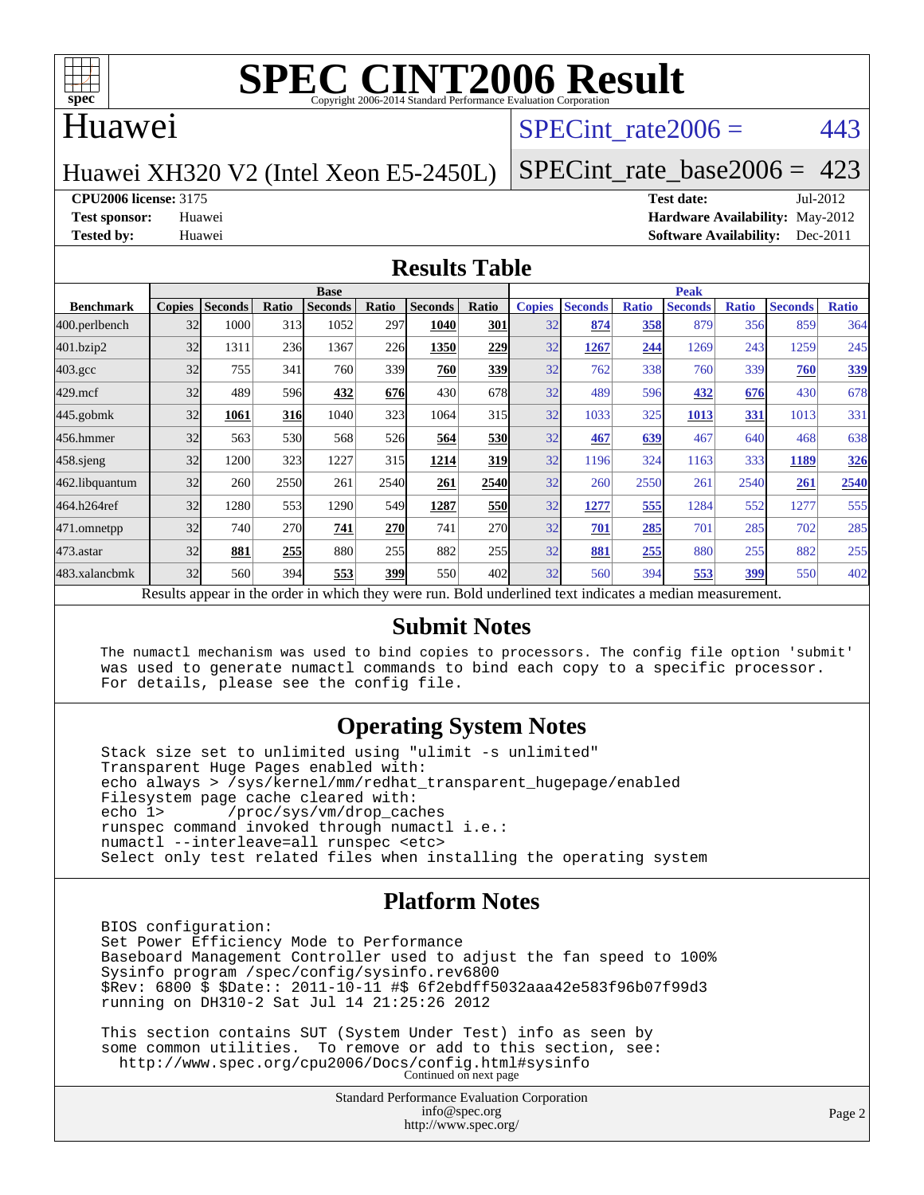# SPEC CINT2006 Result

Copyright 2006-2014 Standard Performance Evaluation Corporation

## Huawei

Huawei XH320 V2 (Intel Xeon E5-2450L)

SPECint_rate2006 = 443

SPECint_rate_base2006 = 423

**CPU2006 license:** 3175
**Test sponsor:** Huawei
**Tested by:** Huawei

**Test date:** Jul-2012
**Hardware Availability:** May-2012
**Software Availability:** Dec-2011

## Results Table

| Benchmark | Base | | | | | | | Peak | | | | | | |
|---|---|---|---|---|---|---|---|---|---|---|---|---|---|---|
| | Copies | Seconds | Ratio | Seconds | Ratio | Seconds | Ratio | Copies | Seconds | Ratio | Seconds | Ratio | Seconds | Ratio |
| 400.perlbench | 32 | 1000 | 313 | 1052 | 297 | **1040** | **301** | 32 | **874** | **358** | 879 | 356 | 859 | 364 |
| 401.bzip2 | 32 | 1311 | 236 | 1367 | 226 | **1350** | **229** | 32 | **1267** | **244** | 1269 | 243 | 1259 | 245 |
| 403.gcc | 32 | 755 | 341 | 760 | 339 | **760** | **339** | 32 | 762 | 338 | 760 | 339 | **760** | **339** |
| 429.mcf | 32 | 489 | 596 | **432** | **676** | 430 | 678 | 32 | 489 | 596 | **432** | **676** | 430 | 678 |
| 445.gobmk | 32 | **1061** | **316** | 1040 | 323 | 1064 | 315 | 32 | 1033 | 325 | **1013** | **331** | 1013 | 331 |
| 456.hmmer | 32 | 563 | 530 | 568 | 526 | **564** | **530** | 32 | **467** | **639** | 467 | 640 | 468 | 638 |
| 458.sjeng | 32 | 1200 | 323 | 1227 | 315 | **1214** | **319** | 32 | 1196 | 324 | 1163 | 333 | **1189** | **326** |
| 462.libquantum | 32 | 260 | 2550 | 261 | 2540 | **261** | **2540** | 32 | 260 | 2550 | 261 | 2540 | **261** | **2540** |
| 464.h264ref | 32 | 1280 | 553 | 1290 | 549 | **1287** | **550** | 32 | **1277** | **555** | 1284 | 552 | 1277 | 555 |
| 471.omnetpp | 32 | 740 | 270 | **741** | **270** | 741 | 270 | 32 | **701** | **285** | 701 | 285 | 702 | 285 |
| 473.astar | 32 | **881** | **255** | 880 | 255 | 882 | 255 | 32 | **881** | **255** | 880 | 255 | 882 | 255 |
| 483.xalancbmk | 32 | 560 | 394 | **553** | **399** | 550 | 402 | 32 | 560 | 394 | **553** | **399** | 550 | 402 |

Results appear in the order in which they were run. Bold underlined text indicates a median measurement.

## Submit Notes

```
The numactl mechanism was used to bind copies to processors. The config file option 'submit'
was used to generate numactl commands to bind each copy to a specific processor.
For details, please see the config file.
```

## Operating System Notes

```
Stack size set to unlimited using "ulimit -s unlimited"
Transparent Huge Pages enabled with:
echo always > /sys/kernel/mm/redhat_transparent_hugepage/enabled
Filesystem page cache cleared with:
echo 1>       /proc/sys/vm/drop_caches
runspec command invoked through numactl i.e.:
numactl --interleave=all runspec <etc>
Select only test related files when installing the operating system
```

## Platform Notes

```
BIOS configuration:
Set Power Efficiency Mode to Performance
Baseboard Management Controller used to adjust the fan speed to 100%
Sysinfo program /spec/config/sysinfo.rev6800
$Rev: 6800 $ $Date:: 2011-10-11 #$ 6f2ebdff5032aaa42e583f96b07f99d3
running on DH310-2 Sat Jul 14 21:25:26 2012

This section contains SUT (System Under Test) info as seen by
some common utilities.  To remove or add to this section, see:
  http://www.spec.org/cpu2006/Docs/config.html#sysinfo
```

Continued on next page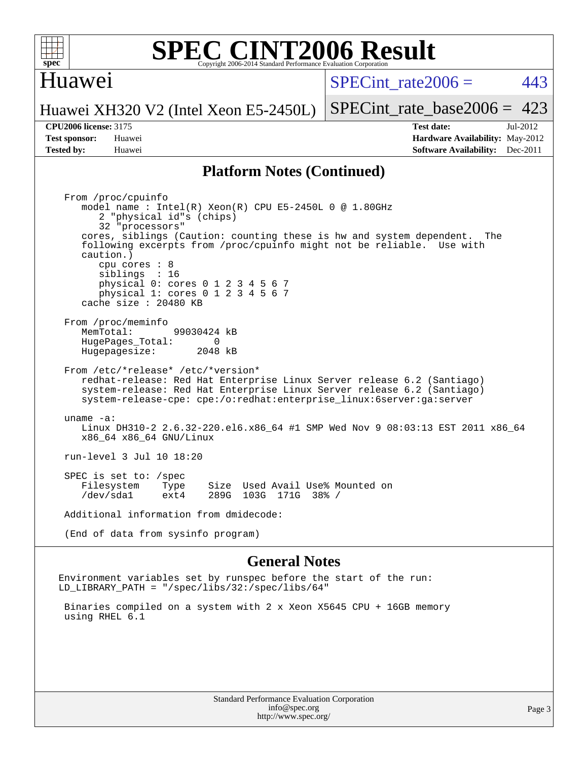# SPEC CINT2006 Result

Copyright 2006-2014 Standard Performance Evaluation Corporation

## Huawei

Huawei XH320 V2 (Intel Xeon E5-2450L)

SPECint_rate2006 = 443

SPECint_rate_base2006 = 423

**CPU2006 license:** 3175
**Test sponsor:** Huawei
**Tested by:** Huawei

**Test date:** Jul-2012
**Hardware Availability:** May-2012
**Software Availability:** Dec-2011

## Platform Notes (Continued)

```
From /proc/cpuinfo
   model name : Intel(R) Xeon(R) CPU E5-2450L 0 @ 1.80GHz
      2 "physical id"s (chips)
      32 "processors"
   cores, siblings (Caution: counting these is hw and system dependent.  The
   following excerpts from /proc/cpuinfo might not be reliable.  Use with
   caution.)
      cpu cores : 8
      siblings  : 16
      physical 0: cores 0 1 2 3 4 5 6 7
      physical 1: cores 0 1 2 3 4 5 6 7
   cache size : 20480 KB

From /proc/meminfo
   MemTotal:       99030424 kB
   HugePages_Total:       0
   Hugepagesize:       2048 kB

From /etc/*release* /etc/*version*
   redhat-release: Red Hat Enterprise Linux Server release 6.2 (Santiago)
   system-release: Red Hat Enterprise Linux Server release 6.2 (Santiago)
   system-release-cpe: cpe:/o:redhat:enterprise_linux:6server:ga:server

uname -a:
   Linux DH310-2 2.6.32-220.el6.x86_64 #1 SMP Wed Nov 9 08:03:13 EST 2011 x86_64
   x86_64 x86_64 GNU/Linux

run-level 3 Jul 10 18:20

SPEC is set to: /spec
   Filesystem    Type    Size  Used Avail Use% Mounted on
   /dev/sda1     ext4    289G  103G  171G  38% /

Additional information from dmidecode:

(End of data from sysinfo program)
```

## General Notes

```
Environment variables set by runspec before the start of the run:
LD_LIBRARY_PATH = "/spec/libs/32:/spec/libs/64"

 Binaries compiled on a system with 2 x Xeon X5645 CPU + 16GB memory
 using RHEL 6.1
```

Standard Performance Evaluation Corporation
info@spec.org
http://www.spec.org/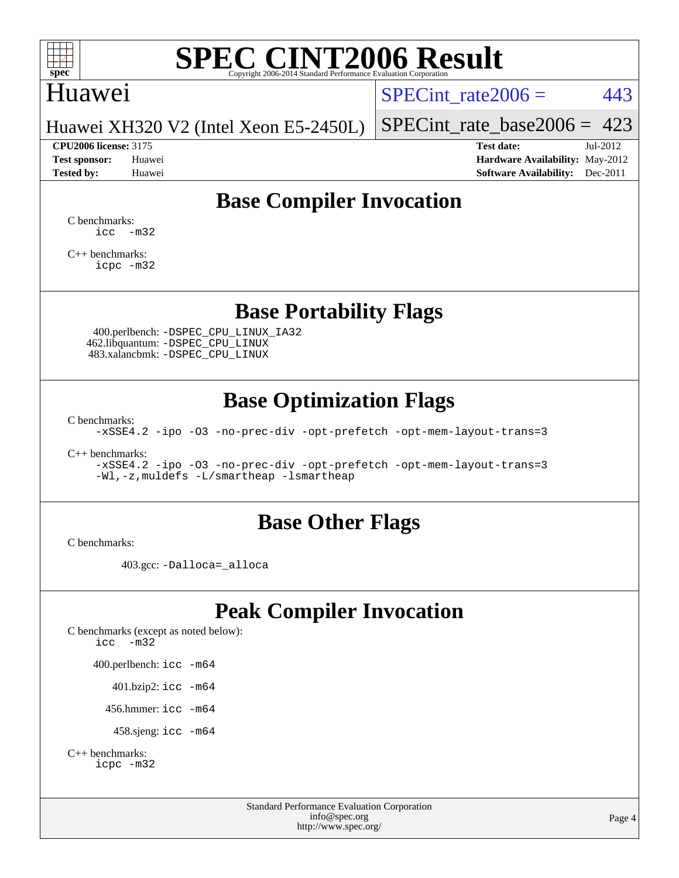# SPEC CINT2006 Result

Copyright 2006-2014 Standard Performance Evaluation Corporation

## Huawei

Huawei XH320 V2 (Intel Xeon E5-2450L)

SPECint_rate2006 = 443

SPECint_rate_base2006 = 423

**CPU2006 license:** 3175

**Test sponsor:** Huawei

**Tested by:** Huawei

**Test date:** Jul-2012

**Hardware Availability:** May-2012

**Software Availability:** Dec-2011

## Base Compiler Invocation

C benchmarks:

```
icc  -m32
```

C++ benchmarks:

```
icpc -m32
```

## Base Portability Flags

400.perlbench: `-DSPEC_CPU_LINUX_IA32`

462.libquantum: `-DSPEC_CPU_LINUX`

483.xalancbmk: `-DSPEC_CPU_LINUX`

## Base Optimization Flags

C benchmarks:

```
-xSSE4.2 -ipo -O3 -no-prec-div -opt-prefetch -opt-mem-layout-trans=3
```

C++ benchmarks:

```
-xSSE4.2 -ipo -O3 -no-prec-div -opt-prefetch -opt-mem-layout-trans=3
-Wl,-z,muldefs -L/smartheap -lsmartheap
```

## Base Other Flags

C benchmarks:

403.gcc: `-Dalloca=_alloca`

## Peak Compiler Invocation

C benchmarks (except as noted below):

```
icc  -m32
```

400.perlbench: `icc -m64`

401.bzip2: `icc -m64`

456.hmmer: `icc -m64`

458.sjeng: `icc -m64`

C++ benchmarks:

```
icpc -m32
```

Standard Performance Evaluation Corporation

info@spec.org

http://www.spec.org/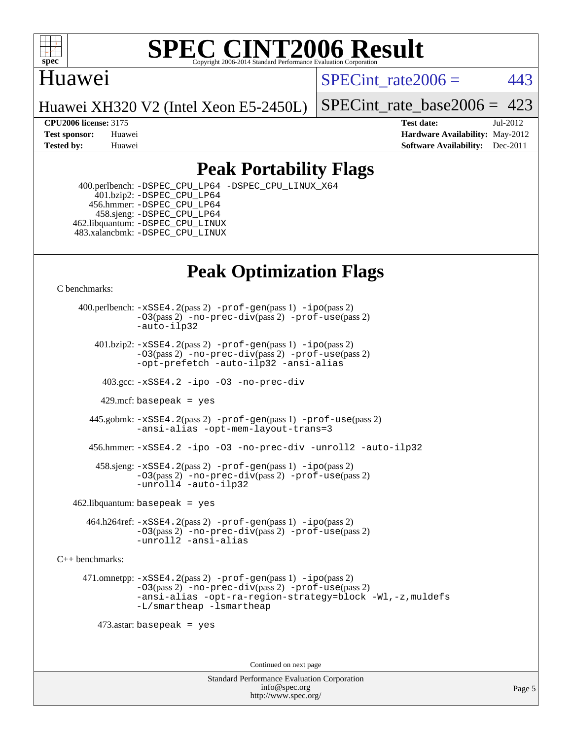# Peak Portability Flags

400.perlbench: -DSPEC_CPU_LP64 -DSPEC_CPU_LINUX_X64
401.bzip2: -DSPEC_CPU_LP64
456.hmmer: -DSPEC_CPU_LP64
458.sjeng: -DSPEC_CPU_LP64
462.libquantum: -DSPEC_CPU_LINUX
483.xalancbmk: -DSPEC_CPU_LINUX

# Peak Optimization Flags

C benchmarks:

400.perlbench: -xSSE4.2(pass 2) -prof-gen(pass 1) -ipo(pass 2) -O3(pass 2) -no-prec-div(pass 2) -prof-use(pass 2) -auto-ilp32

401.bzip2: -xSSE4.2(pass 2) -prof-gen(pass 1) -ipo(pass 2) -O3(pass 2) -no-prec-div(pass 2) -prof-use(pass 2) -opt-prefetch -auto-ilp32 -ansi-alias

403.gcc: -xSSE4.2 -ipo -O3 -no-prec-div

429.mcf: basepeak = yes

445.gobmk: -xSSE4.2(pass 2) -prof-gen(pass 1) -prof-use(pass 2) -ansi-alias -opt-mem-layout-trans=3

456.hmmer: -xSSE4.2 -ipo -O3 -no-prec-div -unroll2 -auto-ilp32

458.sjeng: -xSSE4.2(pass 2) -prof-gen(pass 1) -ipo(pass 2) -O3(pass 2) -no-prec-div(pass 2) -prof-use(pass 2) -unroll4 -auto-ilp32

462.libquantum: basepeak = yes

464.h264ref: -xSSE4.2(pass 2) -prof-gen(pass 1) -ipo(pass 2) -O3(pass 2) -no-prec-div(pass 2) -prof-use(pass 2) -unroll2 -ansi-alias

C++ benchmarks:

471.omnetpp: -xSSE4.2(pass 2) -prof-gen(pass 1) -ipo(pass 2) -O3(pass 2) -no-prec-div(pass 2) -prof-use(pass 2) -ansi-alias -opt-ra-region-strategy=block -Wl,-z,muldefs -L/smartheap -lsmartheap

473.astar: basepeak = yes

Continued on next page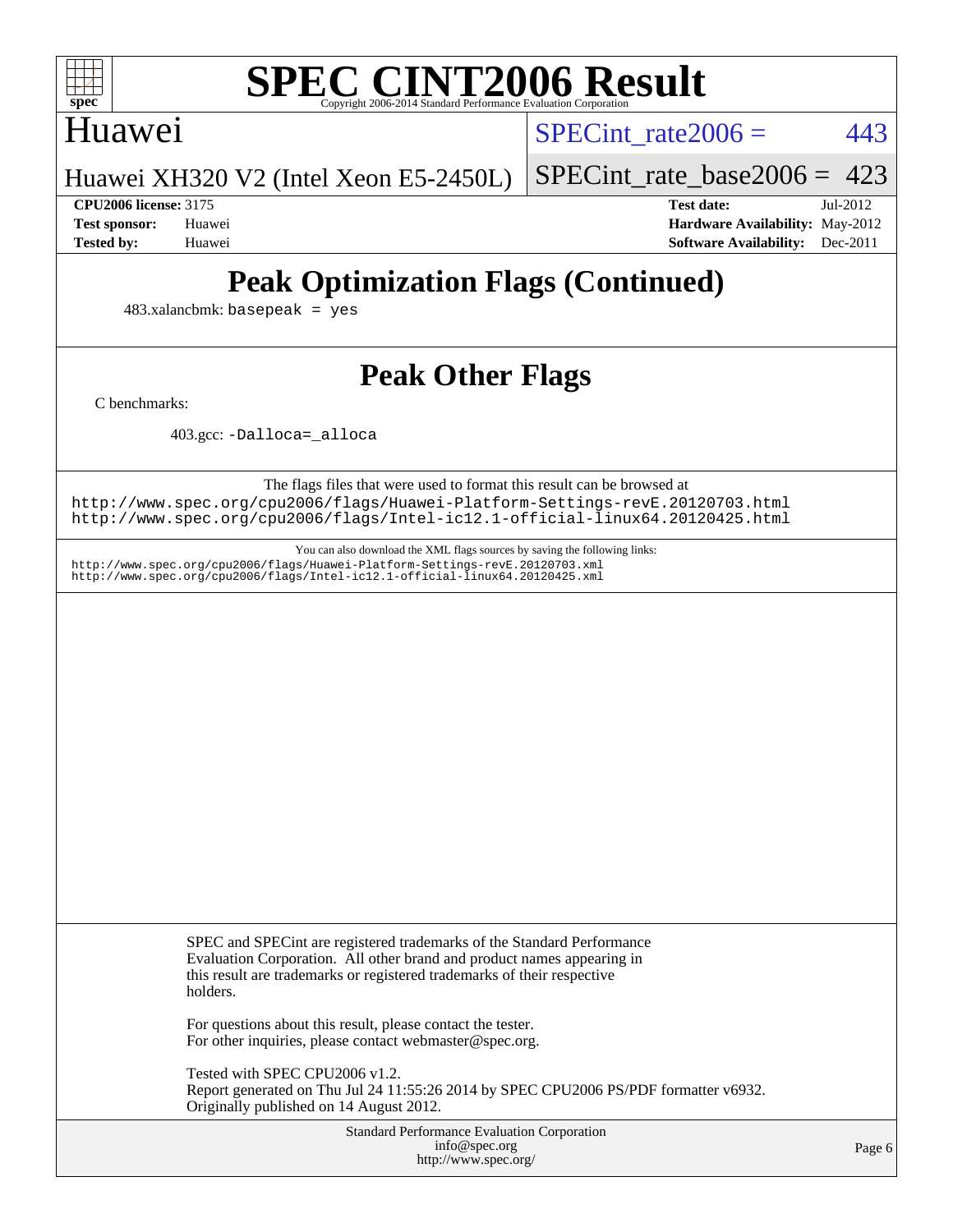# SPEC CINT2006 Result

Copyright 2006-2014 Standard Performance Evaluation Corporation

Huawei

Huawei XH320 V2 (Intel Xeon E5-2450L)

SPECint_rate2006 = 443

SPECint_rate_base2006 = 423

**CPU2006 license:** 3175

**Test sponsor:** Huawei

**Tested by:** Huawei

**Test date:** Jul-2012

**Hardware Availability:** May-2012

**Software Availability:** Dec-2011

## Peak Optimization Flags (Continued)

483.xalancbmk: basepeak = yes

## Peak Other Flags

C benchmarks:

403.gcc: -Dalloca=_alloca

The flags files that were used to format this result can be browsed at

http://www.spec.org/cpu2006/flags/Huawei-Platform-Settings-revE.20120703.html
http://www.spec.org/cpu2006/flags/Intel-ic12.1-official-linux64.20120425.html

You can also download the XML flags sources by saving the following links:

http://www.spec.org/cpu2006/flags/Huawei-Platform-Settings-revE.20120703.xml
http://www.spec.org/cpu2006/flags/Intel-ic12.1-official-linux64.20120425.xml

SPEC and SPECint are registered trademarks of the Standard Performance Evaluation Corporation. All other brand and product names appearing in this result are trademarks or registered trademarks of their respective holders.

For questions about this result, please contact the tester.
For other inquiries, please contact webmaster@spec.org.

Tested with SPEC CPU2006 v1.2.
Report generated on Thu Jul 24 11:55:26 2014 by SPEC CPU2006 PS/PDF formatter v6932.
Originally published on 14 August 2012.

Standard Performance Evaluation Corporation
info@spec.org
http://www.spec.org/